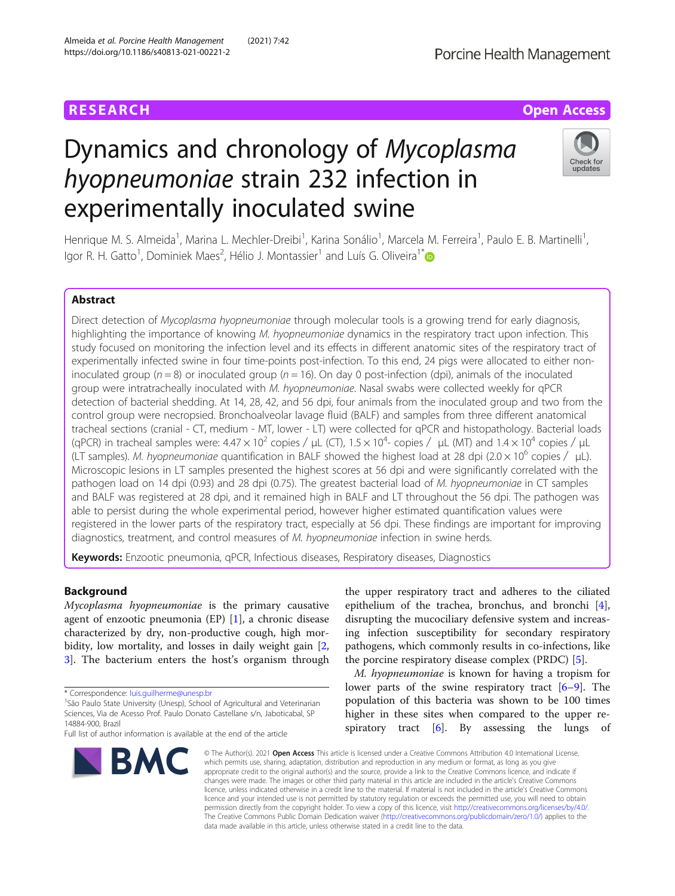RESEARCH | Open Access

# Dynamics and chronology of *Mycoplasma hyopneumoniae* strain 232 infection in experimentally inoculated swine

Henrique M. S. Almeida[1], Marina L. Mechler-Dreibi[1], Karina Sonálio[1], Marcela M. Ferreira[1], Paulo E. B. Martinelli[1], Igor R. H. Gatto[1], Dominiek Maes[2], Hélio J. Montassier[1] and Luís G. Oliveira[1*]

## Abstract

Direct detection of *Mycoplasma hyopneumoniae* through molecular tools is a growing trend for early diagnosis, highlighting the importance of knowing *M. hyopneumoniae* dynamics in the respiratory tract upon infection. This study focused on monitoring the infection level and its effects in different anatomic sites of the respiratory tract of experimentally infected swine in four time-points post-infection. To this end, 24 pigs were allocated to either non-inoculated group ($n = 8$) or inoculated group ($n = 16$). On day 0 post-infection (dpi), animals of the inoculated group were intratracheally inoculated with *M. hyopneumoniae*. Nasal swabs were collected weekly for qPCR detection of bacterial shedding. At 14, 28, 42, and 56 dpi, four animals from the inoculated group and two from the control group were necropsied. Bronchoalveolar lavage fluid (BALF) and samples from three different anatomical tracheal sections (cranial - CT, medium - MT, lower - LT) were collected for qPCR and histopathology. Bacterial loads (qPCR) in tracheal samples were: $4.47 \times 10^2$ copies / µL (CT), $1.5 \times 10^4$- copies / µL (MT) and $1.4 \times 10^4$ copies / µL (LT samples). *M. hyopneumoniae* quantification in BALF showed the highest load at 28 dpi ($2.0 \times 10^6$ copies / µL). Microscopic lesions in LT samples presented the highest scores at 56 dpi and were significantly correlated with the pathogen load on 14 dpi (0.93) and 28 dpi (0.75). The greatest bacterial load of *M. hyopneumoniae* in CT samples and BALF was registered at 28 dpi, and it remained high in BALF and LT throughout the 56 dpi. The pathogen was able to persist during the whole experimental period, however higher estimated quantification values were registered in the lower parts of the respiratory tract, especially at 56 dpi. These findings are important for improving diagnostics, treatment, and control measures of *M. hyopneumoniae* infection in swine herds.

**Keywords:** Enzootic pneumonia, qPCR, Infectious diseases, Respiratory diseases, Diagnostics

## Background

*Mycoplasma hyopneumoniae* is the primary causative agent of enzootic pneumonia (EP) [1], a chronic disease characterized by dry, non-productive cough, high morbidity, low mortality, and losses in daily weight gain [2, 3]. The bacterium enters the host's organism through the upper respiratory tract and adheres to the ciliated epithelium of the trachea, bronchus, and bronchi [4], disrupting the mucociliary defensive system and increasing infection susceptibility for secondary respiratory pathogens, which commonly results in co-infections, like the porcine respiratory disease complex (PRDC) [5].

*M. hyopneumoniae* is known for having a tropism for lower parts of the swine respiratory tract [6–9]. The population of this bacteria was shown to be 100 times higher in these sites when compared to the upper respiratory tract [6]. By assessing the lungs of

\* Correspondence: luis.guilherme@unesp.br
[1]São Paulo State University (Unesp), School of Agricultural and Veterinarian Sciences, Via de Acesso Prof. Paulo Donato Castellane s/n, Jaboticabal, SP 14884-900, Brazil
Full list of author information is available at the end of the article

© The Author(s). 2021 **Open Access** This article is licensed under a Creative Commons Attribution 4.0 International License, which permits use, sharing, adaptation, distribution and reproduction in any medium or format, as long as you give appropriate credit to the original author(s) and the source, provide a link to the Creative Commons licence, and indicate if changes were made. The images or other third party material in this article are included in the article's Creative Commons licence, unless indicated otherwise in a credit line to the material. If material is not included in the article's Creative Commons licence and your intended use is not permitted by statutory regulation or exceeds the permitted use, you will need to obtain permission directly from the copyright holder. To view a copy of this licence, visit http://creativecommons.org/licenses/by/4.0/. The Creative Commons Public Domain Dedication waiver (http://creativecommons.org/publicdomain/zero/1.0/) applies to the data made available in this article, unless otherwise stated in a credit line to the data.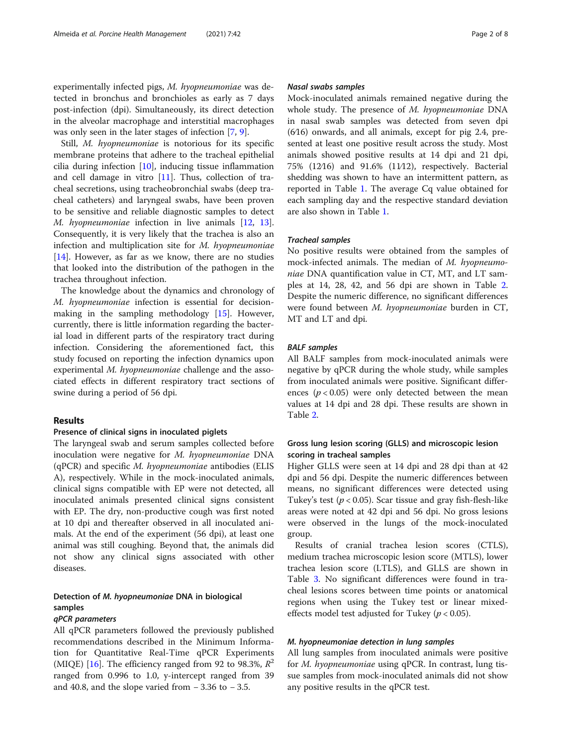experimentally infected pigs, *M. hyopneumoniae* was detected in bronchus and bronchioles as early as 7 days post-infection (dpi). Simultaneously, its direct detection in the alveolar macrophage and interstitial macrophages was only seen in the later stages of infection [7, 9].

Still, *M. hyopneumoniae* is notorious for its specific membrane proteins that adhere to the tracheal epithelial cilia during infection [10], inducing tissue inflammation and cell damage in vitro [11]. Thus, collection of tracheal secretions, using tracheobronchial swabs (deep tracheal catheters) and laryngeal swabs, have been proven to be sensitive and reliable diagnostic samples to detect *M. hyopneumoniae* infection in live animals [12, 13]. Consequently, it is very likely that the trachea is also an infection and multiplication site for *M. hyopneumoniae* [14]. However, as far as we know, there are no studies that looked into the distribution of the pathogen in the trachea throughout infection.

The knowledge about the dynamics and chronology of *M. hyopneumoniae* infection is essential for decision-making in the sampling methodology [15]. However, currently, there is little information regarding the bacterial load in different parts of the respiratory tract during infection. Considering the aforementioned fact, this study focused on reporting the infection dynamics upon experimental *M. hyopneumoniae* challenge and the associated effects in different respiratory tract sections of swine during a period of 56 dpi.

## Results

### Presence of clinical signs in inoculated piglets

The laryngeal swab and serum samples collected before inoculation were negative for *M. hyopneumoniae* DNA (qPCR) and specific *M. hyopneumoniae* antibodies (ELISA), respectively. While in the mock-inoculated animals, clinical signs compatible with EP were not detected, all inoculated animals presented clinical signs consistent with EP. The dry, non-productive cough was first noted at 10 dpi and thereafter observed in all inoculated animals. At the end of the experiment (56 dpi), at least one animal was still coughing. Beyond that, the animals did not show any clinical signs associated with other diseases.

### Detection of *M. hyopneumoniae* DNA in biological samples

#### *qPCR parameters*

All qPCR parameters followed the previously published recommendations described in the Minimum Information for Quantitative Real-Time qPCR Experiments (MIQE) [16]. The efficiency ranged from 92 to 98.3%, $R^2$ ranged from 0.996 to 1.0, y-intercept ranged from 39 and 40.8, and the slope varied from − 3.36 to − 3.5.

#### *Nasal swabs samples*

Mock-inoculated animals remained negative during the whole study. The presence of *M. hyopneumoniae* DNA in nasal swab samples was detected from seven dpi (6⁄16) onwards, and all animals, except for pig 2.4, presented at least one positive result across the study. Most animals showed positive results at 14 dpi and 21 dpi, 75% (12⁄16) and 91.6% (11⁄12), respectively. Bacterial shedding was shown to have an intermittent pattern, as reported in Table 1. The average Cq value obtained for each sampling day and the respective standard deviation are also shown in Table 1.

#### *Tracheal samples*

No positive results were obtained from the samples of mock-infected animals. The median of *M. hyopneumoniae* DNA quantification value in CT, MT, and LT samples at 14, 28, 42, and 56 dpi are shown in Table 2. Despite the numeric difference, no significant differences were found between *M. hyopneumoniae* burden in CT, MT and LT and dpi.

#### *BALF samples*

All BALF samples from mock-inoculated animals were negative by qPCR during the whole study, while samples from inoculated animals were positive. Significant differences ($p < 0.05$) were only detected between the mean values at 14 dpi and 28 dpi. These results are shown in Table 2.

### Gross lung lesion scoring (GLLS) and microscopic lesion scoring in tracheal samples

Higher GLLS were seen at 14 dpi and 28 dpi than at 42 dpi and 56 dpi. Despite the numeric differences between means, no significant differences were detected using Tukey's test ($p < 0.05$). Scar tissue and gray fish-flesh-like areas were noted at 42 dpi and 56 dpi. No gross lesions were observed in the lungs of the mock-inoculated group.

Results of cranial trachea lesion scores (CTLS), medium trachea microscopic lesion score (MTLS), lower trachea lesion score (LTLS), and GLLS are shown in Table 3. No significant differences were found in tracheal lesions scores between time points or anatomical regions when using the Tukey test or linear mixed-effects model test adjusted for Tukey ($p < 0.05$).

#### *M. hyopneumoniae detection in lung samples*

All lung samples from inoculated animals were positive for *M. hyopneumoniae* using qPCR. In contrast, lung tissue samples from mock-inoculated animals did not show any positive results in the qPCR test.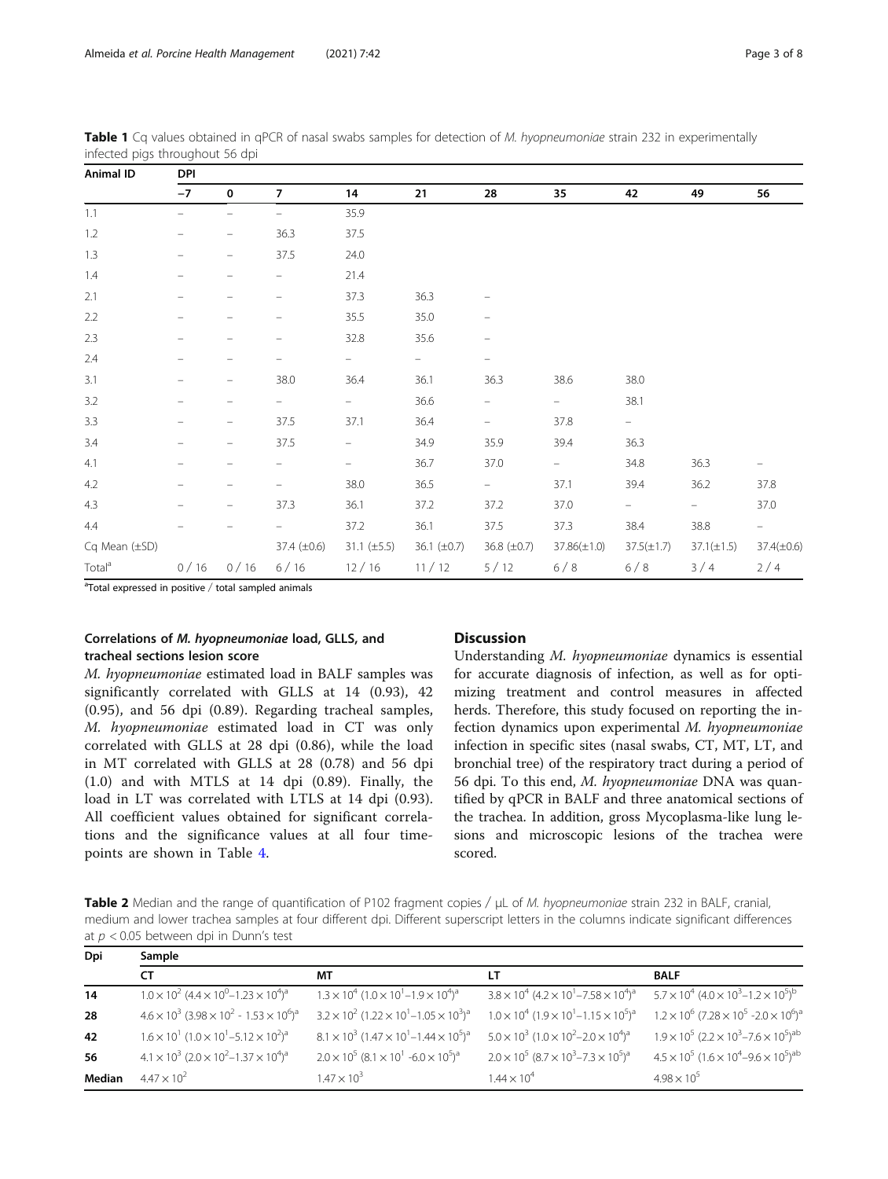**Table 1** Cq values obtained in qPCR of nasal swabs samples for detection of *M. hyopneumoniae* strain 232 in experimentally infected pigs throughout 56 dpi

| Animal ID | DPI | | | | | | | | | |
|---|---|---|---|---|---|---|---|---|---|---|
| | −7 | 0 | 7 | 14 | 21 | 28 | 35 | 42 | 49 | 56 |
| 1.1 | – | – | – | 35.9 | | | | | | |
| 1.2 | – | – | 36.3 | 37.5 | | | | | | |
| 1.3 | – | – | 37.5 | 24.0 | | | | | | |
| 1.4 | – | – | – | 21.4 | | | | | | |
| 2.1 | – | – | – | 37.3 | 36.3 | – | | | | |
| 2.2 | – | – | – | 35.5 | 35.0 | – | | | | |
| 2.3 | – | – | – | 32.8 | 35.6 | – | | | | |
| 2.4 | – | – | – | – | – | – | | | | |
| 3.1 | – | – | 38.0 | 36.4 | 36.1 | 36.3 | 38.6 | 38.0 | | |
| 3.2 | – | – | – | – | 36.6 | – | – | 38.1 | | |
| 3.3 | – | – | 37.5 | 37.1 | 36.4 | – | 37.8 | – | | |
| 3.4 | – | – | 37.5 | – | 34.9 | 35.9 | 39.4 | 36.3 | | |
| 4.1 | – | – | – | – | 36.7 | 37.0 | – | 34.8 | 36.3 | – |
| 4.2 | – | – | – | 38.0 | 36.5 | – | 37.1 | 39.4 | 36.2 | 37.8 |
| 4.3 | – | – | 37.3 | 36.1 | 37.2 | 37.2 | 37.0 | – | – | 37.0 |
| 4.4 | – | – | – | 37.2 | 36.1 | 37.5 | 37.3 | 38.4 | 38.8 | – |
| Cq Mean (±SD) | | | 37.4 (±0.6) | 31.1 (±5.5) | 36.1 (±0.7) | 36.8 (±0.7) | 37.86(±1.0) | 37.5(±1.7) | 37.1(±1.5) | 37.4(±0.6) |
| Total[a] | 0 / 16 | 0 / 16 | 6 / 16 | 12 / 16 | 11 / 12 | 5 / 12 | 6 / 8 | 6 / 8 | 3 / 4 | 2 / 4 |

[a]Total expressed in positive / total sampled animals

### Correlations of *M. hyopneumoniae* load, GLLS, and tracheal sections lesion score

*M. hyopneumoniae* estimated load in BALF samples was significantly correlated with GLLS at 14 (0.93), 42 (0.95), and 56 dpi (0.89). Regarding tracheal samples, *M. hyopneumoniae* estimated load in CT was only correlated with GLLS at 28 dpi (0.86), while the load in MT correlated with GLLS at 28 (0.78) and 56 dpi (1.0) and with MTLS at 14 dpi (0.89). Finally, the load in LT was correlated with LTLS at 14 dpi (0.93). All coefficient values obtained for significant correlations and the significance values at all four timepoints are shown in Table 4.

## Discussion

Understanding *M. hyopneumoniae* dynamics is essential for accurate diagnosis of infection, as well as for optimizing treatment and control measures in affected herds. Therefore, this study focused on reporting the infection dynamics upon experimental *M. hyopneumoniae* infection in specific sites (nasal swabs, CT, MT, LT, and bronchial tree) of the respiratory tract during a period of 56 dpi. To this end, *M. hyopneumoniae* DNA was quantified by qPCR in BALF and three anatomical sections of the trachea. In addition, gross Mycoplasma-like lung lesions and microscopic lesions of the trachea were scored.

**Table 2** Median and the range of quantification of P102 fragment copies / μL of *M. hyopneumoniae* strain 232 in BALF, cranial, medium and lower trachea samples at four different dpi. Different superscript letters in the columns indicate significant differences at $p < 0.05$ between dpi in Dunn's test

| Dpi | Sample | | | |
|---|---|---|---|---|
| | CT | MT | LT | BALF |
| 14 | $1.0 \times 10^2$ ($4.4 \times 10^0$–$1.23 \times 10^4$)[a] | $1.3 \times 10^4$ ($1.0 \times 10^1$–$1.9 \times 10^4$)[a] | $3.8 \times 10^4$ ($4.2 \times 10^1$–$7.58 \times 10^4$)[a] | $5.7 \times 10^4$ ($4.0 \times 10^3$–$1.2 \times 10^5$)[b] |
| 28 | $4.6 \times 10^3$ ($3.98 \times 10^2$ - $1.53 \times 10^6$)[a] | $3.2 \times 10^2$ ($1.22 \times 10^1$–$1.05 \times 10^3$)[a] | $1.0 \times 10^4$ ($1.9 \times 10^1$–$1.15 \times 10^5$)[a] | $1.2 \times 10^6$ ($7.28 \times 10^5$ -$2.0 \times 10^6$)[a] |
| 42 | $1.6 \times 10^1$ ($1.0 \times 10^1$–$5.12 \times 10^2$)[a] | $8.1 \times 10^3$ ($1.47 \times 10^1$–$1.44 \times 10^5$)[a] | $5.0 \times 10^3$ ($1.0 \times 10^2$–$2.0 \times 10^4$)[a] | $1.9 \times 10^5$ ($2.2 \times 10^3$–$7.6 \times 10^5$)[ab] |
| 56 | $4.1 \times 10^3$ ($2.0 \times 10^2$–$1.37 \times 10^4$)[a] | $2.0 \times 10^5$ ($8.1 \times 10^1$ -$6.0 \times 10^5$)[a] | $2.0 \times 10^5$ ($8.7 \times 10^3$–$7.3 \times 10^5$)[a] | $4.5 \times 10^5$ ($1.6 \times 10^4$–$9.6 \times 10^5$)[ab] |
| Median | $4.47 \times 10^2$ | $1.47 \times 10^3$ | $1.44 \times 10^4$ | $4.98 \times 10^5$ |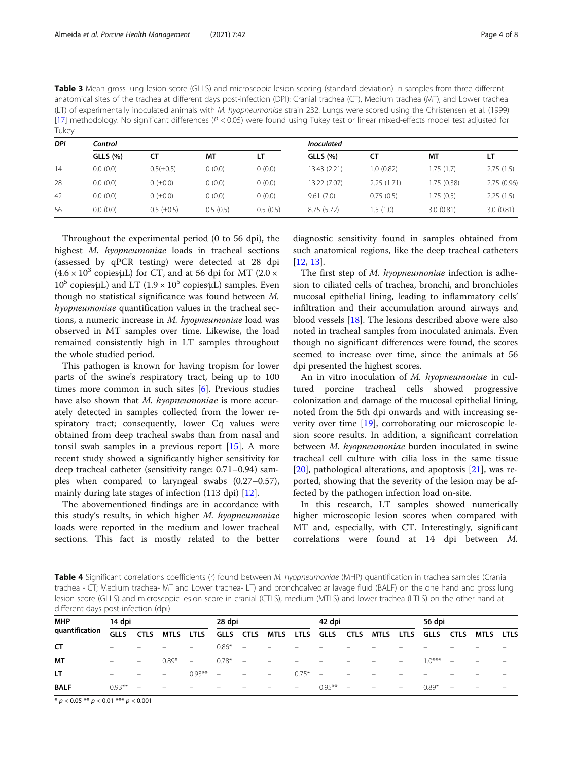**Table 3** Mean gross lung lesion score (GLLS) and microscopic lesion scoring (standard deviation) in samples from three different anatomical sites of the trachea at different days post-infection (DPI): Cranial trachea (CT), Medium trachea (MT), and Lower trachea (LT) of experimentally inoculated animals with *M. hyopneumoniae* strain 232. Lungs were scored using the Christensen et al. (1999) [17] methodology. No significant differences ($P < 0.05$) were found using Tukey test or linear mixed-effects model test adjusted for Tukey

| DPI | *Control* | | | | *Inoculated* | | | |
|---|---|---|---|---|---|---|---|---|
| | GLLS (%) | CT | MT | LT | GLLS (%) | CT | MT | LT |
| 14 | 0.0 (0.0) | 0.5(±0.5) | 0 (0.0) | 0 (0.0) | 13.43 (2.21) | 1.0 (0.82) | 1.75 (1.7) | 2.75 (1.5) |
| 28 | 0.0 (0.0) | 0 (±0.0) | 0 (0.0) | 0 (0.0) | 13.22 (7.07) | 2.25 (1.71) | 1.75 (0.38) | 2.75 (0.96) |
| 42 | 0.0 (0.0) | 0 (±0.0) | 0 (0.0) | 0 (0.0) | 9.61 (7.0) | 0.75 (0.5) | 1.75 (0.5) | 2.25 (1.5) |
| 56 | 0.0 (0.0) | 0.5 (±0.5) | 0.5 (0.5) | 0.5 (0.5) | 8.75 (5.72) | 1.5 (1.0) | 3.0 (0.81) | 3.0 (0.81) |

Throughout the experimental period (0 to 56 dpi), the highest *M. hyopneumoniae* loads in tracheal sections (assessed by qPCR testing) were detected at 28 dpi ($4.6 \times 10^3$ copies/µL) for CT, and at 56 dpi for MT ($2.0 \times 10^5$ copies/µL) and LT ($1.9 \times 10^5$ copies/µL) samples. Even though no statistical significance was found between *M. hyopneumoniae* quantification values in the tracheal sections, a numeric increase in *M. hyopneumoniae* load was observed in MT samples over time. Likewise, the load remained consistently high in LT samples throughout the whole studied period.

This pathogen is known for having tropism for lower parts of the swine's respiratory tract, being up to 100 times more common in such sites [6]. Previous studies have also shown that *M. hyopneumoniae* is more accurately detected in samples collected from the lower respiratory tract; consequently, lower Cq values were obtained from deep tracheal swabs than from nasal and tonsil swab samples in a previous report [15]. A more recent study showed a significantly higher sensitivity for deep tracheal catheter (sensitivity range: 0.71–0.94) samples when compared to laryngeal swabs (0.27–0.57), mainly during late stages of infection (113 dpi) [12].

The abovementioned findings are in accordance with this study's results, in which higher *M. hyopneumoniae* loads were reported in the medium and lower tracheal sections. This fact is mostly related to the better diagnostic sensitivity found in samples obtained from such anatomical regions, like the deep tracheal catheters [12, 13].

The first step of *M. hyopneumoniae* infection is adhesion to ciliated cells of trachea, bronchi, and bronchioles mucosal epithelial lining, leading to inflammatory cells' infiltration and their accumulation around airways and blood vessels [18]. The lesions described above were also noted in tracheal samples from inoculated animals. Even though no significant differences were found, the scores seemed to increase over time, since the animals at 56 dpi presented the highest scores.

An in vitro inoculation of *M. hyopneumoniae* in cultured porcine tracheal cells showed progressive colonization and damage of the mucosal epithelial lining, noted from the 5th dpi onwards and with increasing severity over time [19], corroborating our microscopic lesion score results. In addition, a significant correlation between *M. hyopneumoniae* burden inoculated in swine tracheal cell culture with cilia loss in the same tissue [20], pathological alterations, and apoptosis [21], was reported, showing that the severity of the lesion may be affected by the pathogen infection load on-site.

In this research, LT samples showed numerically higher microscopic lesion scores when compared with MT and, especially, with CT. Interestingly, significant correlations were found at 14 dpi between *M.*

**Table 4** Significant correlations coefficients (r) found between *M. hyopneumoniae* (MHP) quantification in trachea samples (Cranial trachea - CT; Medium trachea- MT and Lower trachea- LT) and bronchoalveolar lavage fluid (BALF) on the one hand and gross lung lesion score (GLLS) and microscopic lesion score in cranial (CTLS), medium (MTLS) and lower trachea (LTLS) on the other hand at different days post-infection (dpi)

| MHP quantification | 14 dpi | | | | 28 dpi | | | | 42 dpi | | | | 56 dpi | | | |
|---|---|---|---|---|---|---|---|---|---|---|---|---|---|---|---|---|
| | GLLS | CTLS | MTLS | LTLS | GLLS | CTLS | MTLS | LTLS | GLLS | CTLS | MTLS | LTLS | GLLS | CTLS | MTLS | LTLS |
| **CT** | – | – | – | – | 0.86* | – | – | – | – | – | – | – | – | – | – | – |
| **MT** | – | – | 0.89* | – | 0.78* | – | – | – | – | – | – | – | 1.0*** | – | – | – |
| **LT** | – | – | – | 0.93** | – | – | – | 0.75* | – | – | – | – | – | – | – | – |
| **BALF** | 0.93** | – | – | – | – | – | – | – | 0.95** | – | – | – | 0.89* | – | – | – |

* $p < 0.05$ ** $p < 0.01$ *** $p < 0.001$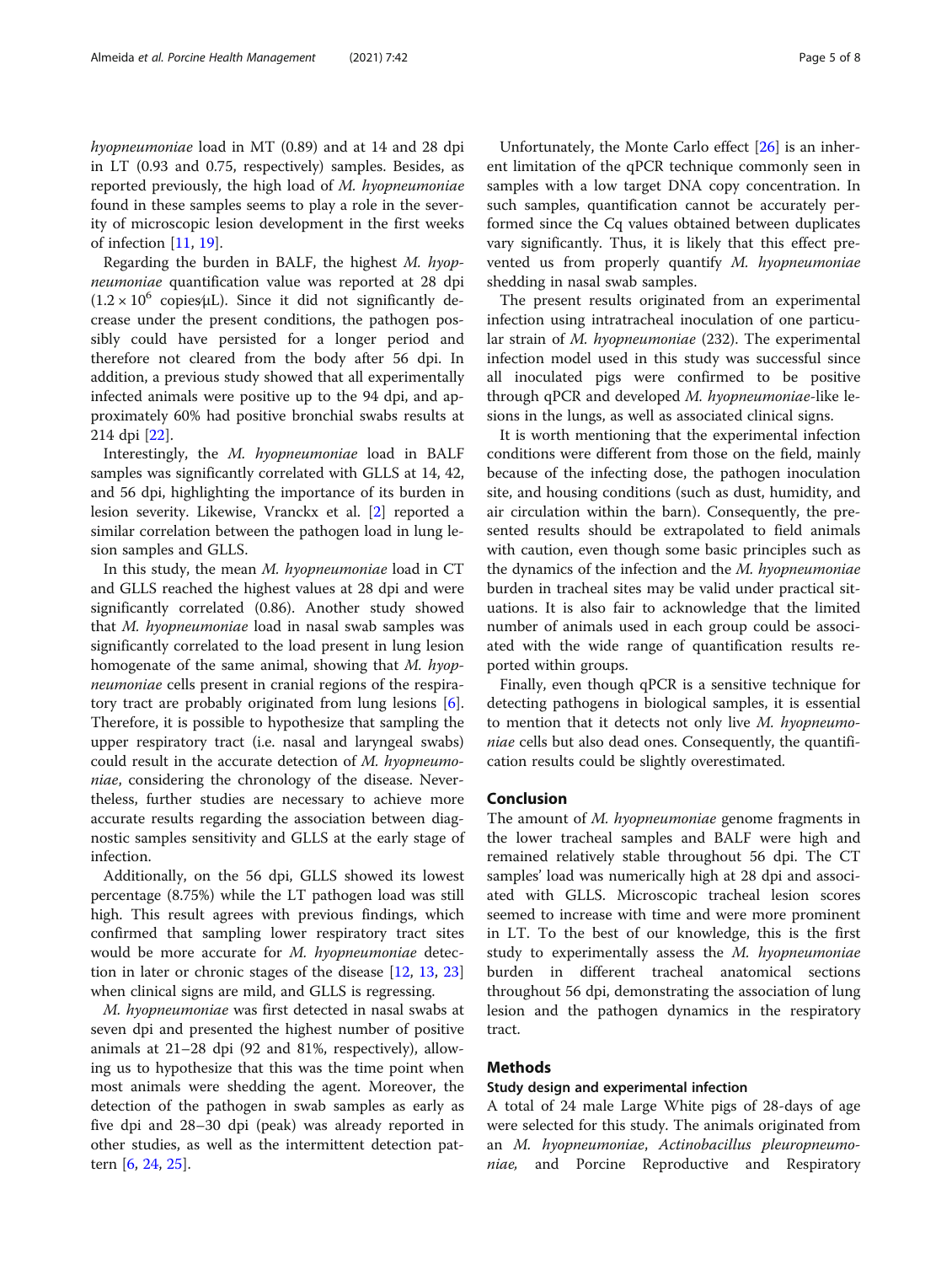*hyopneumoniae* load in MT (0.89) and at 14 and 28 dpi in LT (0.93 and 0.75, respectively) samples. Besides, as reported previously, the high load of *M. hyopneumoniae* found in these samples seems to play a role in the severity of microscopic lesion development in the first weeks of infection [11, 19].

Regarding the burden in BALF, the highest *M. hyopneumoniae* quantification value was reported at 28 dpi ($1.2 \times 10^6$ copies/μL). Since it did not significantly decrease under the present conditions, the pathogen possibly could have persisted for a longer period and therefore not cleared from the body after 56 dpi. In addition, a previous study showed that all experimentally infected animals were positive up to the 94 dpi, and approximately 60% had positive bronchial swabs results at 214 dpi [22].

Interestingly, the *M. hyopneumoniae* load in BALF samples was significantly correlated with GLLS at 14, 42, and 56 dpi, highlighting the importance of its burden in lesion severity. Likewise, Vranckx et al. [2] reported a similar correlation between the pathogen load in lung lesion samples and GLLS.

In this study, the mean *M. hyopneumoniae* load in CT and GLLS reached the highest values at 28 dpi and were significantly correlated (0.86). Another study showed that *M. hyopneumoniae* load in nasal swab samples was significantly correlated to the load present in lung lesion homogenate of the same animal, showing that *M. hyopneumoniae* cells present in cranial regions of the respiratory tract are probably originated from lung lesions [6]. Therefore, it is possible to hypothesize that sampling the upper respiratory tract (i.e. nasal and laryngeal swabs) could result in the accurate detection of *M. hyopneumoniae*, considering the chronology of the disease. Nevertheless, further studies are necessary to achieve more accurate results regarding the association between diagnostic samples sensitivity and GLLS at the early stage of infection.

Additionally, on the 56 dpi, GLLS showed its lowest percentage (8.75%) while the LT pathogen load was still high. This result agrees with previous findings, which confirmed that sampling lower respiratory tract sites would be more accurate for *M. hyopneumoniae* detection in later or chronic stages of the disease [12, 13, 23] when clinical signs are mild, and GLLS is regressing.

*M. hyopneumoniae* was first detected in nasal swabs at seven dpi and presented the highest number of positive animals at 21–28 dpi (92 and 81%, respectively), allowing us to hypothesize that this was the time point when most animals were shedding the agent. Moreover, the detection of the pathogen in swab samples as early as five dpi and 28–30 dpi (peak) was already reported in other studies, as well as the intermittent detection pattern [6, 24, 25].

Unfortunately, the Monte Carlo effect [26] is an inherent limitation of the qPCR technique commonly seen in samples with a low target DNA copy concentration. In such samples, quantification cannot be accurately performed since the Cq values obtained between duplicates vary significantly. Thus, it is likely that this effect prevented us from properly quantify *M. hyopneumoniae* shedding in nasal swab samples.

The present results originated from an experimental infection using intratracheal inoculation of one particular strain of *M. hyopneumoniae* (232). The experimental infection model used in this study was successful since all inoculated pigs were confirmed to be positive through qPCR and developed *M. hyopneumoniae*-like lesions in the lungs, as well as associated clinical signs.

It is worth mentioning that the experimental infection conditions were different from those on the field, mainly because of the infecting dose, the pathogen inoculation site, and housing conditions (such as dust, humidity, and air circulation within the barn). Consequently, the presented results should be extrapolated to field animals with caution, even though some basic principles such as the dynamics of the infection and the *M. hyopneumoniae* burden in tracheal sites may be valid under practical situations. It is also fair to acknowledge that the limited number of animals used in each group could be associated with the wide range of quantification results reported within groups.

Finally, even though qPCR is a sensitive technique for detecting pathogens in biological samples, it is essential to mention that it detects not only live *M. hyopneumoniae* cells but also dead ones. Consequently, the quantification results could be slightly overestimated.

## Conclusion

The amount of *M. hyopneumoniae* genome fragments in the lower tracheal samples and BALF were high and remained relatively stable throughout 56 dpi. The CT samples' load was numerically high at 28 dpi and associated with GLLS. Microscopic tracheal lesion scores seemed to increase with time and were more prominent in LT. To the best of our knowledge, this is the first study to experimentally assess the *M. hyopneumoniae* burden in different tracheal anatomical sections throughout 56 dpi, demonstrating the association of lung lesion and the pathogen dynamics in the respiratory tract.

## Methods

### Study design and experimental infection

A total of 24 male Large White pigs of 28-days of age were selected for this study. The animals originated from an *M. hyopneumoniae*, *Actinobacillus pleuropneumoniae,* and Porcine Reproductive and Respiratory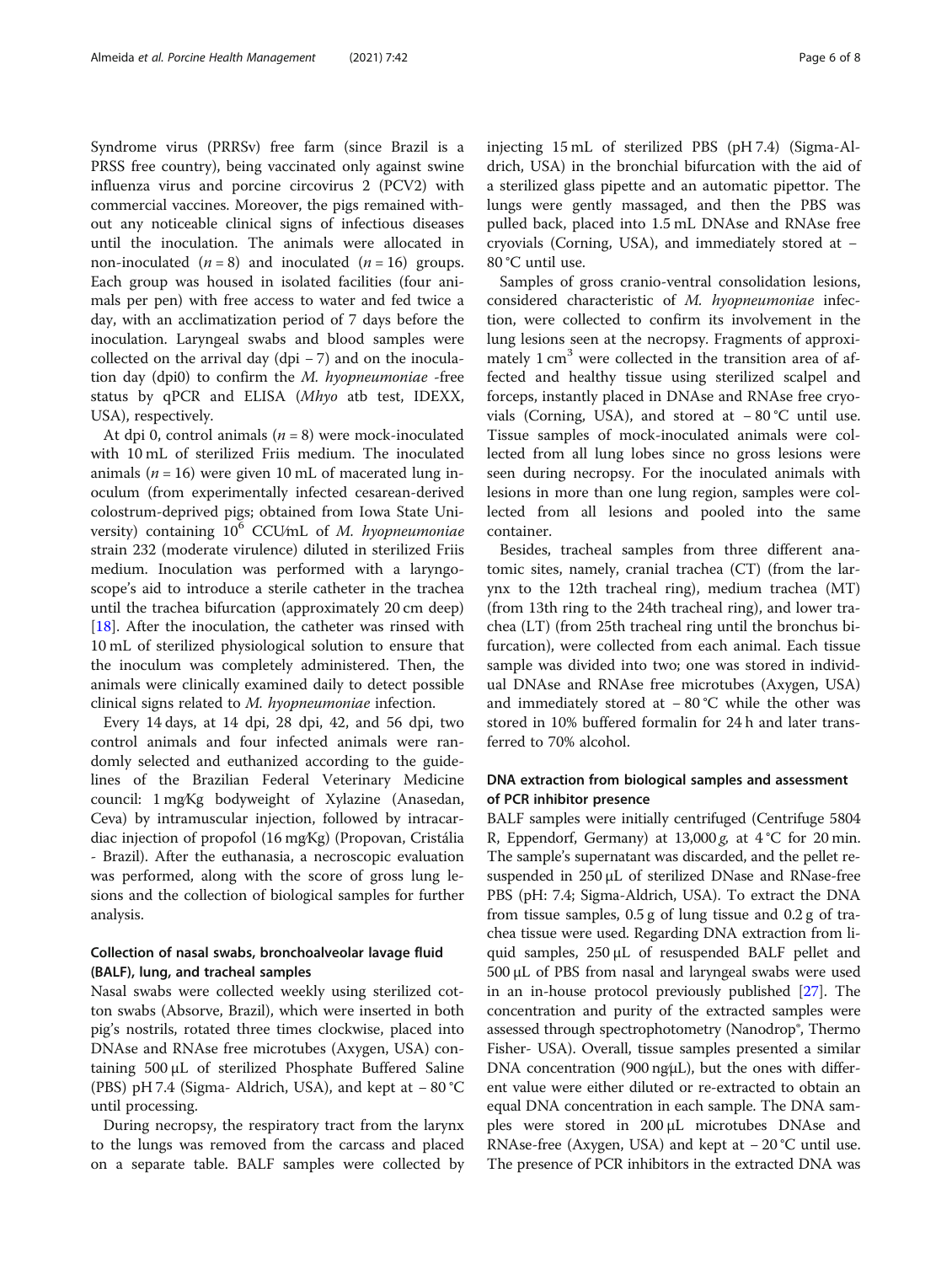Syndrome virus (PRRSv) free farm (since Brazil is a PRSS free country), being vaccinated only against swine influenza virus and porcine circovirus 2 (PCV2) with commercial vaccines. Moreover, the pigs remained without any noticeable clinical signs of infectious diseases until the inoculation. The animals were allocated in non-inoculated ($n = 8$) and inoculated ($n = 16$) groups. Each group was housed in isolated facilities (four animals per pen) with free access to water and fed twice a day, with an acclimatization period of 7 days before the inoculation. Laryngeal swabs and blood samples were collected on the arrival day (dpi − 7) and on the inoculation day (dpi0) to confirm the *M. hyopneumoniae* -free status by qPCR and ELISA (*Mhyo* atb test, IDEXX, USA), respectively.

At dpi 0, control animals ($n = 8$) were mock-inoculated with 10 mL of sterilized Friis medium. The inoculated animals ($n = 16$) were given 10 mL of macerated lung inoculum (from experimentally infected cesarean-derived colostrum-deprived pigs; obtained from Iowa State University) containing $10^6$ CCU⁄mL of *M. hyopneumoniae* strain 232 (moderate virulence) diluted in sterilized Friis medium. Inoculation was performed with a laryngoscope's aid to introduce a sterile catheter in the trachea until the trachea bifurcation (approximately 20 cm deep) [18]. After the inoculation, the catheter was rinsed with 10 mL of sterilized physiological solution to ensure that the inoculum was completely administered. Then, the animals were clinically examined daily to detect possible clinical signs related to *M. hyopneumoniae* infection.

Every 14 days, at 14 dpi, 28 dpi, 42, and 56 dpi, two control animals and four infected animals were randomly selected and euthanized according to the guidelines of the Brazilian Federal Veterinary Medicine council: 1 mg⁄Kg bodyweight of Xylazine (Anasedan, Ceva) by intramuscular injection, followed by intracardiac injection of propofol (16 mg⁄Kg) (Propovan, Cristália - Brazil). After the euthanasia, a necroscopic evaluation was performed, along with the score of gross lung lesions and the collection of biological samples for further analysis.

## Collection of nasal swabs, bronchoalveolar lavage fluid (BALF), lung, and tracheal samples

Nasal swabs were collected weekly using sterilized cotton swabs (Absorve, Brazil), which were inserted in both pig's nostrils, rotated three times clockwise, placed into DNAse and RNAse free microtubes (Axygen, USA) containing 500 μL of sterilized Phosphate Buffered Saline (PBS) pH 7.4 (Sigma- Aldrich, USA), and kept at − 80 °C until processing.

During necropsy, the respiratory tract from the larynx to the lungs was removed from the carcass and placed on a separate table. BALF samples were collected by injecting 15 mL of sterilized PBS (pH 7.4) (Sigma-Aldrich, USA) in the bronchial bifurcation with the aid of a sterilized glass pipette and an automatic pipettor. The lungs were gently massaged, and then the PBS was pulled back, placed into 1.5 mL DNAse and RNAse free cryovials (Corning, USA), and immediately stored at − 80 °C until use.

Samples of gross cranio-ventral consolidation lesions, considered characteristic of *M. hyopneumoniae* infection, were collected to confirm its involvement in the lung lesions seen at the necropsy. Fragments of approximately 1 $cm^3$ were collected in the transition area of affected and healthy tissue using sterilized scalpel and forceps, instantly placed in DNAse and RNAse free cryovials (Corning, USA), and stored at − 80 °C until use. Tissue samples of mock-inoculated animals were collected from all lung lobes since no gross lesions were seen during necropsy. For the inoculated animals with lesions in more than one lung region, samples were collected from all lesions and pooled into the same container.

Besides, tracheal samples from three different anatomic sites, namely, cranial trachea (CT) (from the larynx to the 12th tracheal ring), medium trachea (MT) (from 13th ring to the 24th tracheal ring), and lower trachea (LT) (from 25th tracheal ring until the bronchus bifurcation), were collected from each animal. Each tissue sample was divided into two; one was stored in individual DNAse and RNAse free microtubes (Axygen, USA) and immediately stored at − 80 °C while the other was stored in 10% buffered formalin for 24 h and later transferred to 70% alcohol.

## DNA extraction from biological samples and assessment of PCR inhibitor presence

BALF samples were initially centrifuged (Centrifuge 5804 R, Eppendorf, Germany) at 13,000 *g*, at 4 °C for 20 min. The sample's supernatant was discarded, and the pellet resuspended in 250 μL of sterilized DNase and RNase-free PBS (pH: 7.4; Sigma-Aldrich, USA). To extract the DNA from tissue samples, 0.5 g of lung tissue and 0.2 g of trachea tissue were used. Regarding DNA extraction from liquid samples, 250 μL of resuspended BALF pellet and 500 μL of PBS from nasal and laryngeal swabs were used in an in-house protocol previously published [27]. The concentration and purity of the extracted samples were assessed through spectrophotometry (Nanodrop®, Thermo Fisher- USA). Overall, tissue samples presented a similar DNA concentration (900 ng⁄μL), but the ones with different value were either diluted or re-extracted to obtain an equal DNA concentration in each sample. The DNA samples were stored in 200 μL microtubes DNAse and RNAse-free (Axygen, USA) and kept at − 20 °C until use. The presence of PCR inhibitors in the extracted DNA was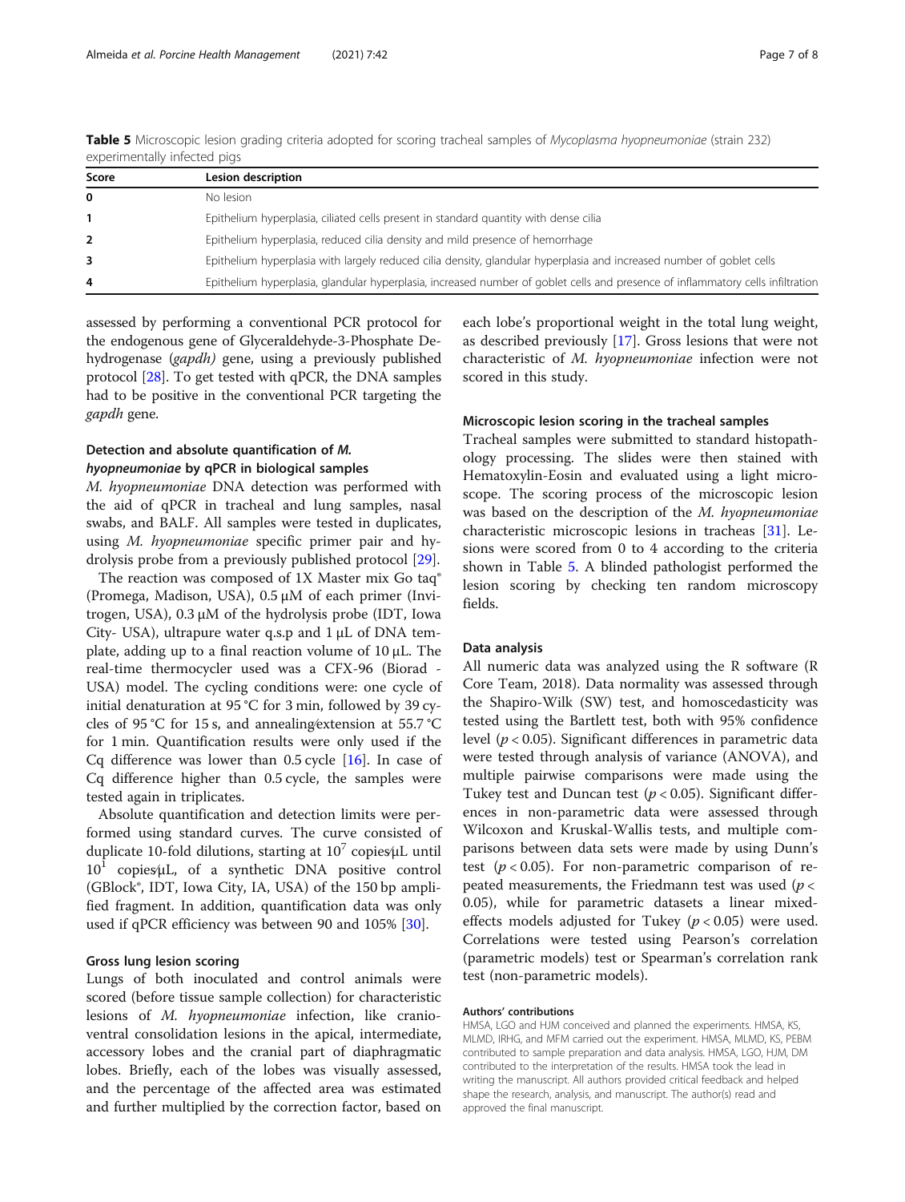**Table 5** Microscopic lesion grading criteria adopted for scoring tracheal samples of *Mycoplasma hyopneumoniae* (strain 232) experimentally infected pigs

| Score | Lesion description |
| --- | --- |
| **0** | No lesion |
| **1** | Epithelium hyperplasia, ciliated cells present in standard quantity with dense cilia |
| **2** | Epithelium hyperplasia, reduced cilia density and mild presence of hemorrhage |
| **3** | Epithelium hyperplasia with largely reduced cilia density, glandular hyperplasia and increased number of goblet cells |
| **4** | Epithelium hyperplasia, glandular hyperplasia, increased number of goblet cells and presence of inflammatory cells infiltration |

assessed by performing a conventional PCR protocol for the endogenous gene of Glyceraldehyde-3-Phosphate Dehydrogenase (*gapdh)* gene, using a previously published protocol [28]. To get tested with qPCR, the DNA samples had to be positive in the conventional PCR targeting the *gapdh* gene.

### Detection and absolute quantification of *M. hyopneumoniae* by qPCR in biological samples

*M. hyopneumoniae* DNA detection was performed with the aid of qPCR in tracheal and lung samples, nasal swabs, and BALF. All samples were tested in duplicates, using *M. hyopneumoniae* specific primer pair and hydrolysis probe from a previously published protocol [29].

The reaction was composed of 1X Master mix Go taq® (Promega, Madison, USA), 0.5 μM of each primer (Invitrogen, USA), 0.3 μM of the hydrolysis probe (IDT, Iowa City- USA), ultrapure water q.s.p and 1 μL of DNA template, adding up to a final reaction volume of 10 μL. The real-time thermocycler used was a CFX-96 (Biorad - USA) model. The cycling conditions were: one cycle of initial denaturation at 95 °C for 3 min, followed by 39 cycles of 95 °C for 15 s, and annealing⁄extension at 55.7 °C for 1 min. Quantification results were only used if the Cq difference was lower than 0.5 cycle [16]. In case of Cq difference higher than 0.5 cycle, the samples were tested again in triplicates.

Absolute quantification and detection limits were performed using standard curves. The curve consisted of duplicate 10-fold dilutions, starting at $10^7$ copies⁄μL until $10^1$ copies⁄μL, of a synthetic DNA positive control (GBlock®, IDT, Iowa City, IA, USA) of the 150 bp amplified fragment. In addition, quantification data was only used if qPCR efficiency was between 90 and 105% [30].

### Gross lung lesion scoring

Lungs of both inoculated and control animals were scored (before tissue sample collection) for characteristic lesions of *M. hyopneumoniae* infection, like cranioventral consolidation lesions in the apical, intermediate, accessory lobes and the cranial part of diaphragmatic lobes. Briefly, each of the lobes was visually assessed, and the percentage of the affected area was estimated and further multiplied by the correction factor, based on each lobe's proportional weight in the total lung weight, as described previously [17]. Gross lesions that were not characteristic of *M. hyopneumoniae* infection were not scored in this study.

### Microscopic lesion scoring in the tracheal samples

Tracheal samples were submitted to standard histopathology processing. The slides were then stained with Hematoxylin-Eosin and evaluated using a light microscope. The scoring process of the microscopic lesion was based on the description of the *M. hyopneumoniae* characteristic microscopic lesions in tracheas [31]. Lesions were scored from 0 to 4 according to the criteria shown in Table 5. A blinded pathologist performed the lesion scoring by checking ten random microscopy fields.

### Data analysis

All numeric data was analyzed using the R software (R Core Team, 2018). Data normality was assessed through the Shapiro-Wilk (SW) test, and homoscedasticity was tested using the Bartlett test, both with 95% confidence level ($p < 0.05$). Significant differences in parametric data were tested through analysis of variance (ANOVA), and multiple pairwise comparisons were made using the Tukey test and Duncan test ($p < 0.05$). Significant differences in non-parametric data were assessed through Wilcoxon and Kruskal-Wallis tests, and multiple comparisons between data sets were made by using Dunn's test ($p < 0.05$). For non-parametric comparison of repeated measurements, the Friedmann test was used ($p < 0.05$), while for parametric datasets a linear mixed-effects models adjusted for Tukey ($p < 0.05$) were used. Correlations were tested using Pearson's correlation (parametric models) test or Spearman's correlation rank test (non-parametric models).

#### Authors' contributions

HMSA, LGO and HJM conceived and planned the experiments. HMSA, KS, MLMD, IRHG, and MFM carried out the experiment. HMSA, MLMD, KS, PEBM contributed to sample preparation and data analysis. HMSA, LGO, HJM, DM contributed to the interpretation of the results. HMSA took the lead in writing the manuscript. All authors provided critical feedback and helped shape the research, analysis, and manuscript. The author(s) read and approved the final manuscript.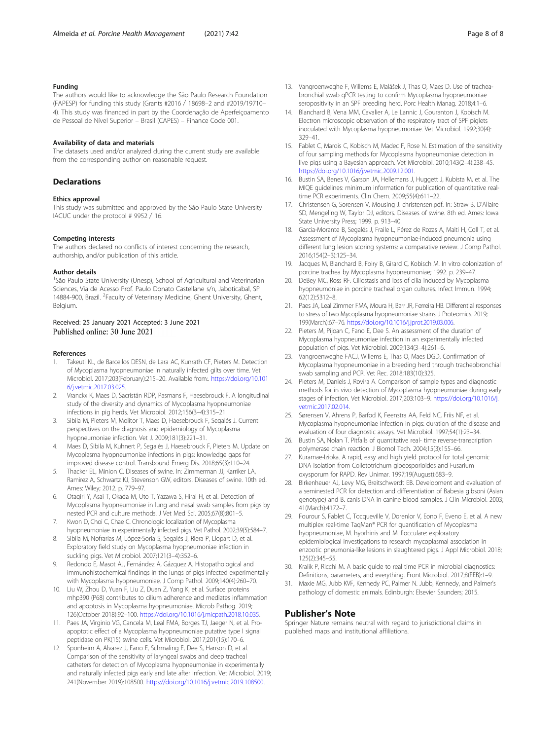### Funding

The authors would like to acknowledge the São Paulo Research Foundation (FAPESP) for funding this study (Grants #2016 / 18698–2 and #2019/19710–4). This study was financed in part by the Coordenação de Aperfeiçoamento de Pessoal de Nível Superior – Brasil (CAPES) – Finance Code 001.

### Availability of data and materials

The datasets used and/or analyzed during the current study are available from the corresponding author on reasonable request.

## Declarations

### Ethics approval

This study was submitted and approved by the São Paulo State University IACUC under the protocol # 9952 / 16.

### Competing interests

The authors declared no conflicts of interest concerning the research, authorship, and/or publication of this article.

### Author details

[1]São Paulo State University (Unesp), School of Agricultural and Veterinarian Sciences, Via de Acesso Prof. Paulo Donato Castellane s/n, Jaboticabal, SP 14884-900, Brazil. [2]Faculty of Veterinary Medicine, Ghent University, Ghent, Belgium.

Received: 25 January 2021 Accepted: 3 June 2021
Published online: 30 June 2021

### References

1. Takeuti KL, de Barcellos DESN, de Lara AC, Kunrath CF, Pieters M. Detection of Mycoplasma hyopneumoniae in naturally infected gilts over time. Vet Microbiol. 2017;203(February):215–20. Available from:. https://doi.org/10.1016/j.vetmic.2017.03.025.
2. Vranckx K, Maes D, Sacristán RDP, Pasmans F, Haesebrouck F. A longitudinal study of the diversity and dynamics of Mycoplasma hyopneumoniae infections in pig herds. Vet Microbiol. 2012;156(3–4):315–21.
3. Sibila M, Pieters M, Molitor T, Maes D, Haesebrouck F, Segalés J. Current perspectives on the diagnosis and epidemiology of Mycoplasma hyopneumoniae infection. Vet J. 2009;181(3):221–31.
4. Maes D, Sibila M, Kuhnert P, Segalés J, Haesebrouck F, Pieters M. Update on Mycoplasma hyopneumoniae infections in pigs: knowledge gaps for improved disease control. Transbound Emerg Dis. 2018;65(3):110–24.
5. Thacker EL, Minion C. Diseases of swine. In: Zimmerman JJ, Karriker LA, Ramirez A, Schwartz KJ, Stevenson GW, editors. Diseases of swine. 10th ed. Ames: Wiley; 2012. p. 779–97.
6. Otagiri Y, Asai T, Okada M, Uto T, Yazawa S, Hirai H, et al. Detection of Mycoplasma hyopneumoniae in lung and nasal swab samples from pigs by nested PCR and culture methods. J Vet Med Sci. 2005;67(8):801–5.
7. Kwon D, Choi C, Chae C. Chronologic localization of Mycoplasma hyopneumoniae in experimentally infected pigs. Vet Pathol. 2002;39(5):584–7.
8. Sibila M, Nofrarías M, López-Soria S, Segalés J, Riera P, Llopart D, et al. Exploratory field study on Mycoplasma hyopneumoniae infection in suckling pigs. Vet Microbiol. 2007;121(3–4):352–6.
9. Redondo E, Masot AJ, Fernández A, Gázquez A. Histopathological and immunohistochemical findings in the lungs of pigs infected experimentally with Mycoplasma hyopneumoniae. J Comp Pathol. 2009;140(4):260–70.
10. Liu W, Zhou D, Yuan F, Liu Z, Duan Z, Yang K, et al. Surface proteins mhp390 (P68) contributes to cilium adherence and mediates inflammation and apoptosis in Mycoplasma hyopneumoniae. Microb Pathog. 2019; 126(October 2018):92–100. https://doi.org/10.1016/j.micpath.2018.10.035.
11. Paes JA, Virginio VG, Cancela M, Leal FMA, Borges TJ, Jaeger N, et al. Pro-apoptotic effect of a Mycoplasma hyopneumoniae putative type I signal peptidase on PK(15) swine cells. Vet Microbiol. 2017;201(15):170–6.
12. Sponheim A, Alvarez J, Fano E, Schmaling E, Dee S, Hanson D, et al. Comparison of the sensitivity of laryngeal swabs and deep tracheal catheters for detection of Mycoplasma hyopneumoniae in experimentally and naturally infected pigs early and late after infection. Vet Microbiol. 2019; 241(November 2019):108500. https://doi.org/10.1016/j.vetmic.2019.108500.
13. Vangroenweghe F, Willems E, Malášek J, Thas O, Maes D. Use of trachea-bronchial swab qPCR testing to confirm Mycoplasma hyopneumoniae seropositivity in an SPF breeding herd. Porc Health Manag. 2018;4:1–6.
14. Blanchard B, Vena MM, Cavalier A, Le Lannic J, Gouranton J, Kobisch M. Electron microscopic observation of the respiratory tract of SPF piglets inoculated with Mycoplasma hyopneumoniae. Vet Microbiol. 1992;30(4): 329–41.
15. Fablet C, Marois C, Kobisch M, Madec F, Rose N. Estimation of the sensitivity of four sampling methods for Mycoplasma hyopneumoniae detection in live pigs using a Bayesian approach. Vet Microbiol. 2010;143(2–4):238–45. https://doi.org/10.1016/j.vetmic.2009.12.001.
16. Bustin SA, Benes V, Garson JA, Hellemans J, Huggett J, Kubista M, et al. The MIQE guidelines: minimum information for publication of quantitative real-time PCR experiments. Clin Chem. 2009;55(4):611–22.
17. Christensen G, Sorensen V, Mousing J. christensen.pdf. In: Straw B, D'Allaire SD, Mengeling W, Taylor DJ, editors. Diseases of swine. 8th ed. Ames: Iowa State University Press; 1999. p. 913–40.
18. Garcia-Morante B, Segalés J, Fraile L, Pérez de Rozas A, Maiti H, Coll T, et al. Assessment of Mycoplasma hyopneumoniae-induced pneumonia using different lung lesion scoring systems: a comparative review. J Comp Pathol. 2016;154(2–3):125–34.
19. Jacques M, Blanchard B, Foiry B, Girard C, Kobisch M. In vitro colonization of porcine trachea by Mycoplasma hyopneumoniae; 1992. p. 239–47.
20. DeBey MC, Ross RF. Ciliostasis and loss of cilia induced by Mycoplasma hyopneumoniae in porcine tracheal organ cultures. Infect Immun. 1994; 62(12):5312–8.
21. Paes JA, Leal Zimmer FMA, Moura H, Barr JR, Ferreira HB. Differential responses to stress of two Mycoplasma hyopneumoniae strains. J Proteomics. 2019; 199(March):67–76. https://doi.org/10.1016/j.jprot.2019.03.006.
22. Pieters M, Pijoan C, Fano E, Dee S. An assessment of the duration of Mycoplasma hyopneumoniae infection in an experimentally infected population of pigs. Vet Microbiol. 2009;134(3–4):261–6.
23. Vangroenweghe FACJ, Willems E, Thas O, Maes DGD. Confirmation of Mycoplasma hyopneumoniae in a breeding herd through tracheobronchial swab sampling and PCR. Vet Rec. 2018;183(10):325.
24. Pieters M, Daniels J, Rovira A. Comparison of sample types and diagnostic methods for in vivo detection of Mycoplasma hyopneumoniae during early stages of infection. Vet Microbiol. 2017;203:103–9. https://doi.org/10.1016/j.vetmic.2017.02.014.
25. Sørensen V, Ahrens P, Barfod K, Feenstra AA, Feld NC, Friis NF, et al. Mycoplasma hyopneumoniae infection in pigs: duration of the disease and evaluation of four diagnostic assays. Vet Microbiol. 1997;54(1):23–34.
26. Bustin SA, Nolan T. Pitfalls of quantitative real- time reverse-transcription polymerase chain reaction. J Biomol Tech. 2004;15(3):155–66.
27. Kuramae-Izioka. A rapid, easy and high yield protocol for total genomic DNA isolation from Colletotrichum gloeosporioides and Fusarium oxysporum for RAPD. Rev Unimar. 1997;19(August):683–9.
28. Birkenheuer AJ, Levy MG, Breitschwerdt EB. Development and evaluation of a seminested PCR for detection and differentiation of Babesia gibsoni (Asian genotype) and B. canis DNA in canine blood samples. J Clin Microbiol. 2003; 41(March):4172–7.
29. Fourour S, Fablet C, Tocqueville V, Dorenlor V, Eono F, Eveno E, et al. A new multiplex real-time TaqMan® PCR for quantification of Mycoplasma hyopneumoniae, M. hyorhinis and M. flocculare: exploratory epidemiological investigations to research mycoplasmal association in enzootic pneumonia-like lesions in slaughtered pigs. J Appl Microbiol. 2018; 125(2):345–55.
30. Kralik P, Ricchi M. A basic guide to real time PCR in microbial diagnostics: Definitions, parameters, and everything. Front Microbiol. 2017;8(FEB):1–9.
31. Maxie MG, Jubb KVF, Kennedy PC, Palmer N. Jubb, Kennedy, and Palmer's pathology of domestic animals. Edinburgh: Elsevier Saunders; 2015.

## Publisher's Note

Springer Nature remains neutral with regard to jurisdictional claims in published maps and institutional affiliations.